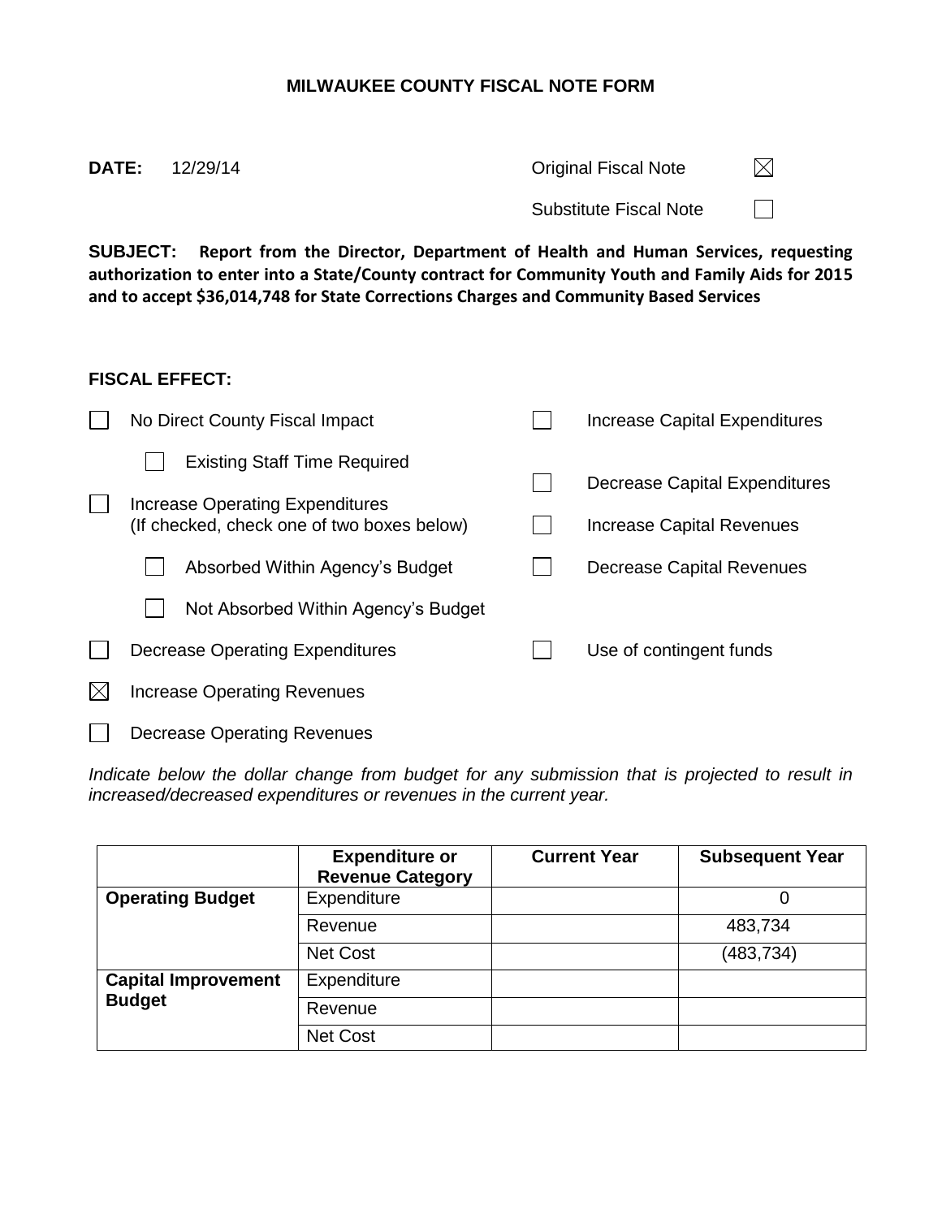# MILWAUKEE COUNTY FISCAL NOTE FORM

**DATE:** 12/29/14

Original Fiscal Note ☒

Substitute Fiscal Note ☐

**SUBJECT: Report from the Director, Department of Health and Human Services, requesting authorization to enter into a State/County contract for Community Youth and Family Aids for 2015 and to accept $36,014,748 for State Corrections Charges and Community Based Services**

**FISCAL EFFECT:**

- ☐ No Direct County Fiscal Impact
  - ☐ Existing Staff Time Required
- ☐ Increase Operating Expenditures (If checked, check one of two boxes below)
  - ☐ Absorbed Within Agency's Budget
  - ☐ Not Absorbed Within Agency's Budget
- ☐ Decrease Operating Expenditures
- ☒ Increase Operating Revenues
- ☐ Decrease Operating Revenues
- ☐ Increase Capital Expenditures
- ☐ Decrease Capital Expenditures
- ☐ Increase Capital Revenues
- ☐ Decrease Capital Revenues
- ☐ Use of contingent funds

*Indicate below the dollar change from budget for any submission that is projected to result in increased/decreased expenditures or revenues in the current year.*

| | Expenditure or Revenue Category | Current Year | Subsequent Year |
|---|---|---|---|
| **Operating Budget** | Expenditure | | 0 |
| | Revenue | | 483,734 |
| | Net Cost | | (483,734) |
| **Capital Improvement Budget** | Expenditure | | |
| | Revenue | | |
| | Net Cost | | |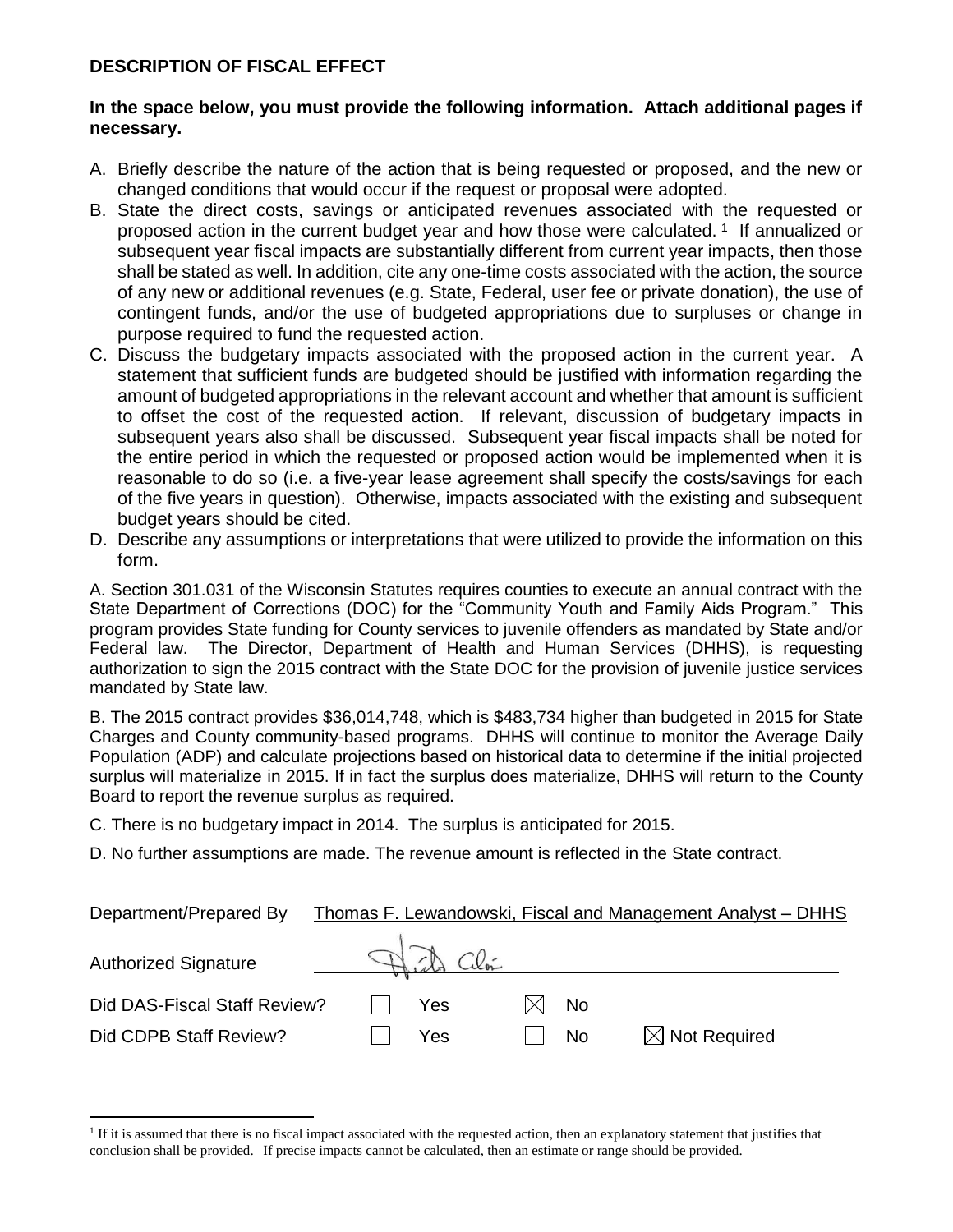**DESCRIPTION OF FISCAL EFFECT**

**In the space below, you must provide the following information. Attach additional pages if necessary.**

A. Briefly describe the nature of the action that is being requested or proposed, and the new or changed conditions that would occur if the request or proposal were adopted.

B. State the direct costs, savings or anticipated revenues associated with the requested or proposed action in the current budget year and how those were calculated. [1] If annualized or subsequent year fiscal impacts are substantially different from current year impacts, then those shall be stated as well. In addition, cite any one-time costs associated with the action, the source of any new or additional revenues (e.g. State, Federal, user fee or private donation), the use of contingent funds, and/or the use of budgeted appropriations due to surpluses or change in purpose required to fund the requested action.

C. Discuss the budgetary impacts associated with the proposed action in the current year. A statement that sufficient funds are budgeted should be justified with information regarding the amount of budgeted appropriations in the relevant account and whether that amount is sufficient to offset the cost of the requested action. If relevant, discussion of budgetary impacts in subsequent years also shall be discussed. Subsequent year fiscal impacts shall be noted for the entire period in which the requested or proposed action would be implemented when it is reasonable to do so (i.e. a five-year lease agreement shall specify the costs/savings for each of the five years in question). Otherwise, impacts associated with the existing and subsequent budget years should be cited.

D. Describe any assumptions or interpretations that were utilized to provide the information on this form.

A. Section 301.031 of the Wisconsin Statutes requires counties to execute an annual contract with the State Department of Corrections (DOC) for the "Community Youth and Family Aids Program." This program provides State funding for County services to juvenile offenders as mandated by State and/or Federal law. The Director, Department of Health and Human Services (DHHS), is requesting authorization to sign the 2015 contract with the State DOC for the provision of juvenile justice services mandated by State law.

B. The 2015 contract provides $36,014,748, which is $483,734 higher than budgeted in 2015 for State Charges and County community-based programs. DHHS will continue to monitor the Average Daily Population (ADP) and calculate projections based on historical data to determine if the initial projected surplus will materialize in 2015. If in fact the surplus does materialize, DHHS will return to the County Board to report the revenue surplus as required.

C. There is no budgetary impact in 2014. The surplus is anticipated for 2015.

D. No further assumptions are made. The revenue amount is reflected in the State contract.

Department/Prepared By: Thomas F. Lewandowski, Fiscal and Management Analyst – DHHS

Authorized Signature: Héctor Colón

Did DAS-Fiscal Staff Review? ☐ Yes ☒ No

Did CDPB Staff Review? ☐ Yes ☐ No ☒ Not Required

[1] If it is assumed that there is no fiscal impact associated with the requested action, then an explanatory statement that justifies that conclusion shall be provided. If precise impacts cannot be calculated, then an estimate or range should be provided.